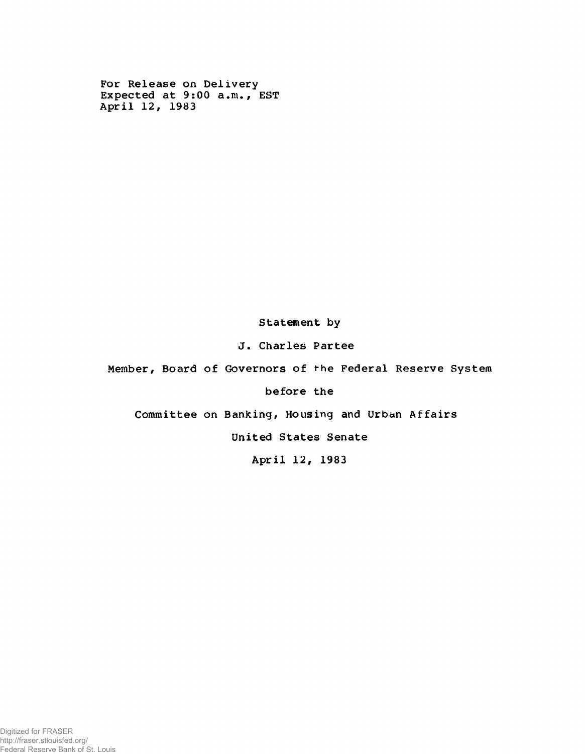For Release on Delivery
Expected at 9:00 a.m., EST
April 12, 1983

Statement by

J. Charles Partee

Member, Board of Governors of the Federal Reserve System

before the

Committee on Banking, Housing and Urban Affairs

United States Senate

April 12, 1983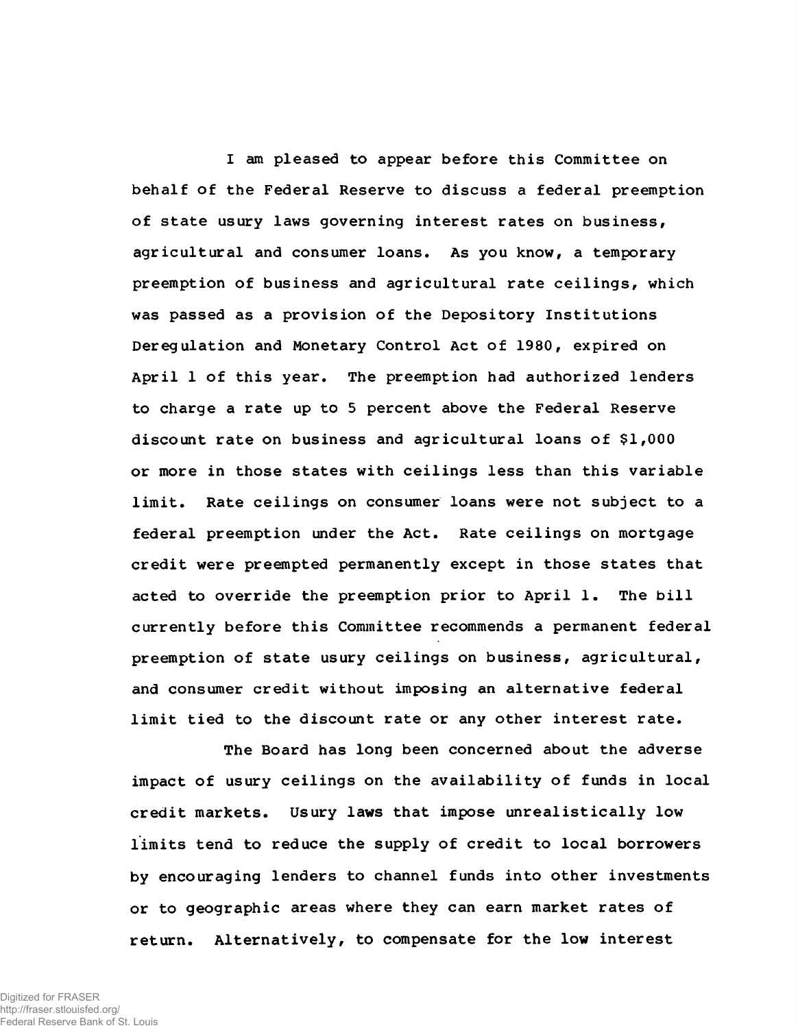I am pleased to appear before this Committee on behalf of the Federal Reserve to discuss a federal preemption of state usury laws governing interest rates on business, agricultural and consumer loans. As you know, a temporary preemption of business and agricultural rate ceilings, which was passed as a provision of the Depository Institutions Deregulation and Monetary Control Act of 1980, expired on April 1 of this year. The preemption had authorized lenders to charge a rate up to 5 percent above the Federal Reserve discount rate on business and agricultural loans of $1,000 or more in those states with ceilings less than this variable limit. Rate ceilings on consumer loans were not subject to a federal preemption under the Act. Rate ceilings on mortgage credit were preempted permanently except in those states that acted to override the preemption prior to April 1. The bill currently before this Committee recommends a permanent federal preemption of state usury ceilings on business, agricultural, and consumer credit without imposing an alternative federal limit tied to the discount rate or any other interest rate.

The Board has long been concerned about the adverse impact of usury ceilings on the availability of funds in local credit markets. Usury laws that impose unrealistically low limits tend to reduce the supply of credit to local borrowers by encouraging lenders to channel funds into other investments or to geographic areas where they can earn market rates of return. Alternatively, to compensate for the low interest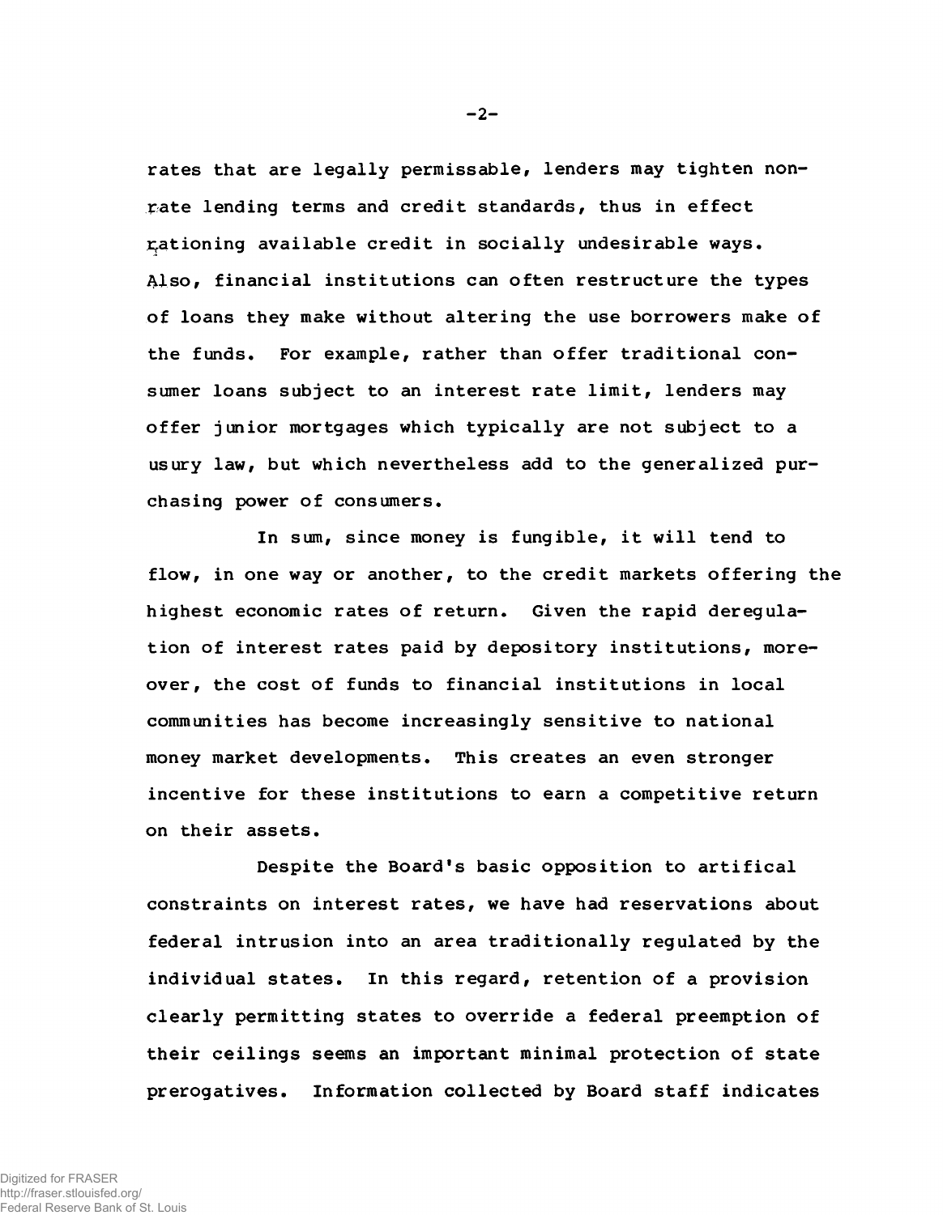rates that are legally permissable, lenders may tighten non-rate lending terms and credit standards, thus in effect rationing available credit in socially undesirable ways. Also, financial institutions can often restructure the types of loans they make without altering the use borrowers make of the funds. For example, rather than offer traditional consumer loans subject to an interest rate limit, lenders may offer junior mortgages which typically are not subject to a usury law, but which nevertheless add to the generalized purchasing power of consumers.

In sum, since money is fungible, it will tend to flow, in one way or another, to the credit markets offering the highest economic rates of return. Given the rapid deregulation of interest rates paid by depository institutions, moreover, the cost of funds to financial institutions in local communities has become increasingly sensitive to national money market developments. This creates an even stronger incentive for these institutions to earn a competitive return on their assets.

Despite the Board's basic opposition to artifical constraints on interest rates, we have had reservations about federal intrusion into an area traditionally regulated by the individual states. In this regard, retention of a provision clearly permitting states to override a federal preemption of their ceilings seems an important minimal protection of state prerogatives. Information collected by Board staff indicates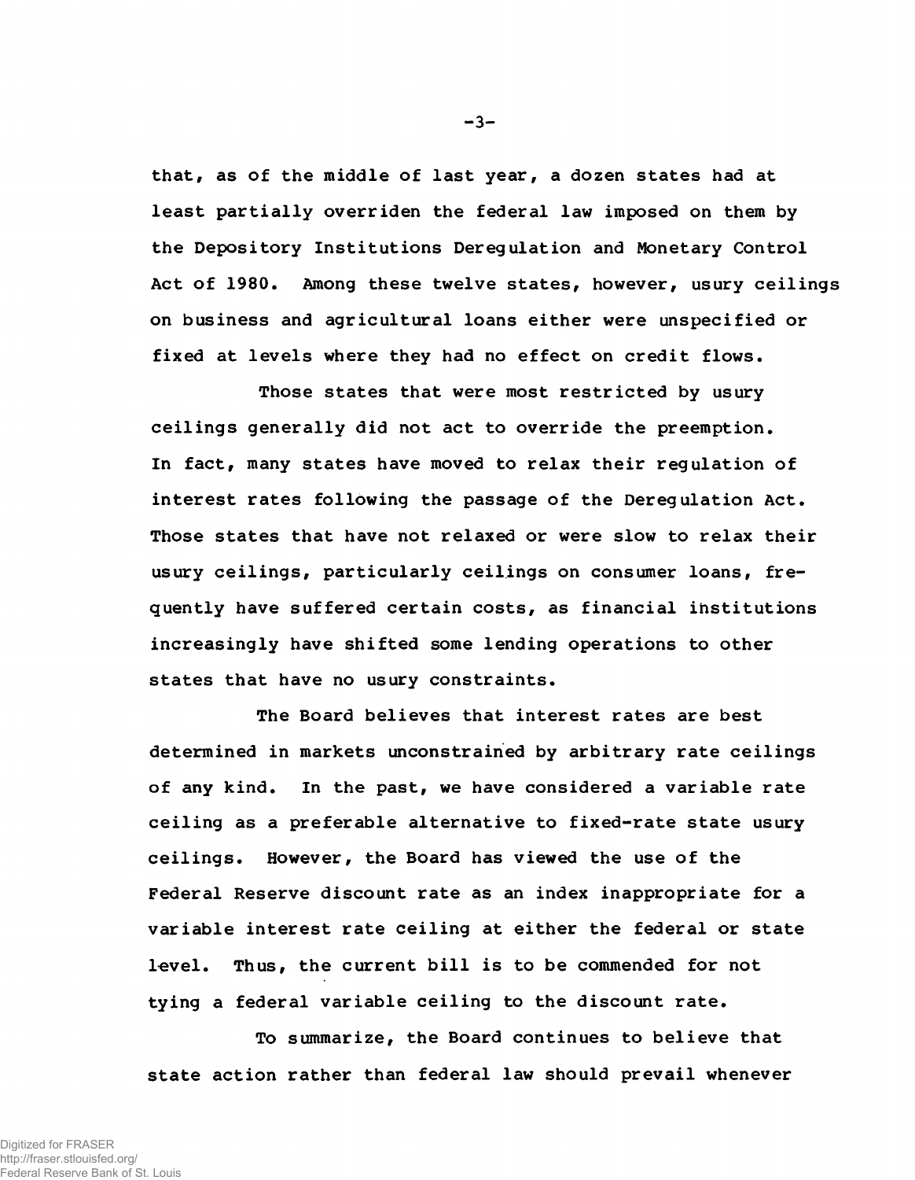that, as of the middle of last year, a dozen states had at least partially overriden the federal law imposed on them by the Depository Institutions Deregulation and Monetary Control Act of 1980. Among these twelve states, however, usury ceilings on business and agricultural loans either were unspecified or fixed at levels where they had no effect on credit flows.

Those states that were most restricted by usury ceilings generally did not act to override the preemption. In fact, many states have moved to relax their regulation of interest rates following the passage of the Deregulation Act. Those states that have not relaxed or were slow to relax their usury ceilings, particularly ceilings on consumer loans, frequently have suffered certain costs, as financial institutions increasingly have shifted some lending operations to other states that have no usury constraints.

The Board believes that interest rates are best determined in markets unconstrained by arbitrary rate ceilings of any kind. In the past, we have considered a variable rate ceiling as a preferable alternative to fixed-rate state usury ceilings. However, the Board has viewed the use of the Federal Reserve discount rate as an index inappropriate for a variable interest rate ceiling at either the federal or state level. Thus, the current bill is to be commended for not tying a federal variable ceiling to the discount rate.

To summarize, the Board continues to believe that state action rather than federal law should prevail whenever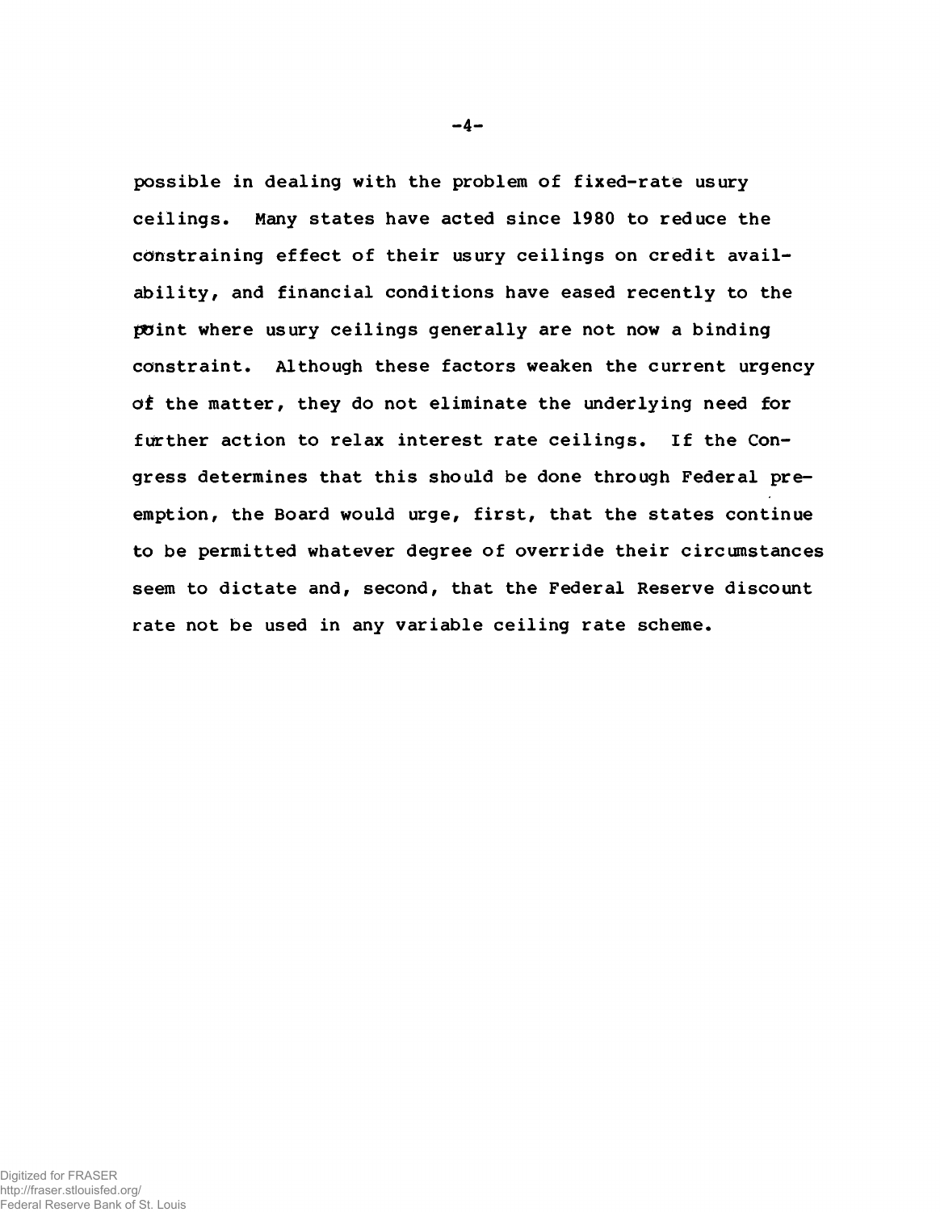possible in dealing with the problem of fixed-rate usury ceilings. Many states have acted since 1980 to reduce the constraining effect of their usury ceilings on credit availability, and financial conditions have eased recently to the point where usury ceilings generally are not now a binding constraint. Although these factors weaken the current urgency of the matter, they do not eliminate the underlying need for further action to relax interest rate ceilings. If the Congress determines that this should be done through Federal preemption, the Board would urge, first, that the states continue to be permitted whatever degree of override their circumstances seem to dictate and, second, that the Federal Reserve discount rate not be used in any variable ceiling rate scheme.